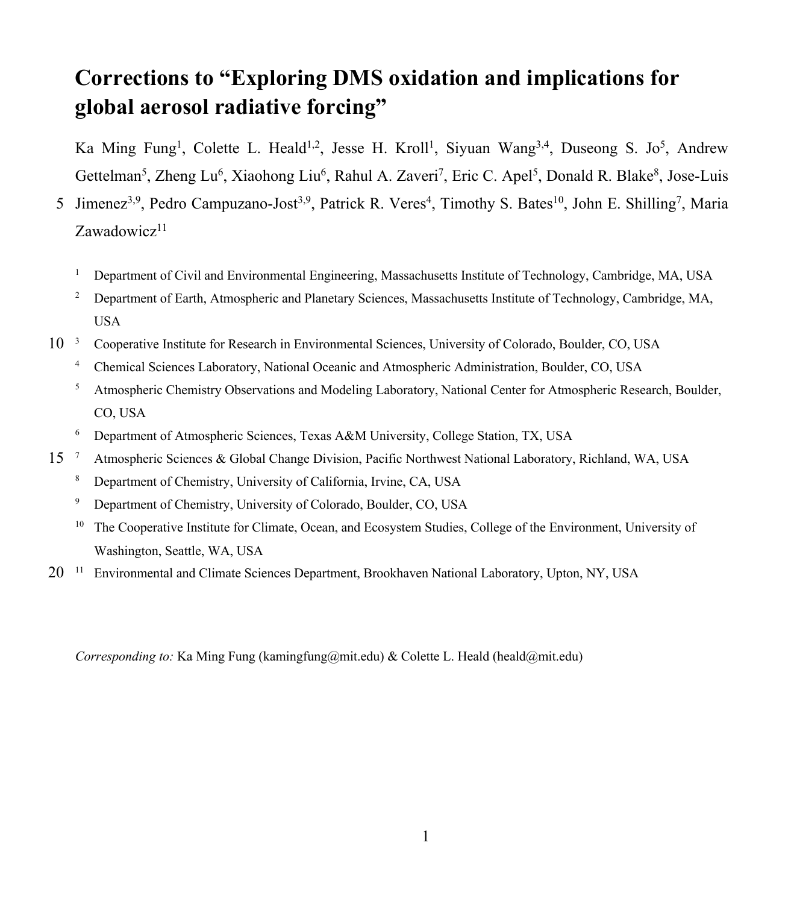# Corrections to "Exploring DMS oxidation and implications for global aerosol radiative forcing"

Ka Ming Fung[1], Colette L. Heald[1,2], Jesse H. Kroll[1], Siyuan Wang[3,4], Duseong S. Jo[5], Andrew Gettelman[5], Zheng Lu[6], Xiaohong Liu[6], Rahul A. Zaveri[7], Eric C. Apel[5], Donald R. Blake[8], Jose-Luis Jimenez[3,9], Pedro Campuzano-Jost[3,9], Patrick R. Veres[4], Timothy S. Bates[10], John E. Shilling[7], Maria Zawadowicz[11]

[1] Department of Civil and Environmental Engineering, Massachusetts Institute of Technology, Cambridge, MA, USA

[2] Department of Earth, Atmospheric and Planetary Sciences, Massachusetts Institute of Technology, Cambridge, MA, USA

[3] Cooperative Institute for Research in Environmental Sciences, University of Colorado, Boulder, CO, USA

[4] Chemical Sciences Laboratory, National Oceanic and Atmospheric Administration, Boulder, CO, USA

[5] Atmospheric Chemistry Observations and Modeling Laboratory, National Center for Atmospheric Research, Boulder, CO, USA

[6] Department of Atmospheric Sciences, Texas A&M University, College Station, TX, USA

[7] Atmospheric Sciences & Global Change Division, Pacific Northwest National Laboratory, Richland, WA, USA

[8] Department of Chemistry, University of California, Irvine, CA, USA

[9] Department of Chemistry, University of Colorado, Boulder, CO, USA

[10] The Cooperative Institute for Climate, Ocean, and Ecosystem Studies, College of the Environment, University of Washington, Seattle, WA, USA

[11] Environmental and Climate Sciences Department, Brookhaven National Laboratory, Upton, NY, USA

*Corresponding to:* Ka Ming Fung (kamingfung@mit.edu) & Colette L. Heald (heald@mit.edu)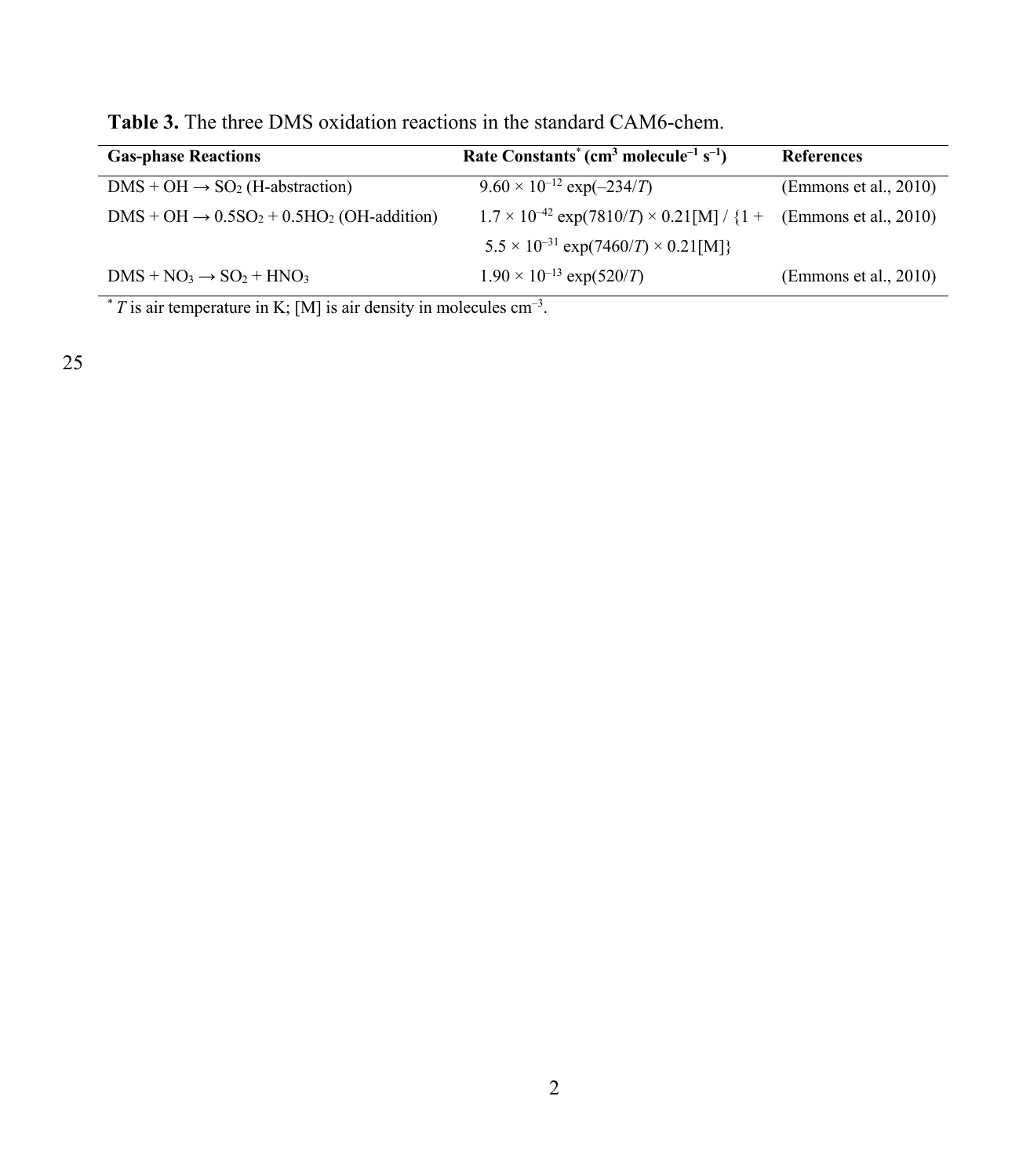**Table 3.** The three DMS oxidation reactions in the standard CAM6-chem.

| **Gas-phase Reactions** | **Rate Constants[*] ($cm^3$ $molecule^{-1}$ $s^{-1}$)** | **References** |
|---|---|---|
| DMS + OH → $SO_2$ (H-abstraction) | $9.60 \times 10^{-12} \exp(-234/T)$ | (Emmons et al., 2010) |
| DMS + OH → $0.5SO_2 + 0.5HO_2$ (OH-addition) | $1.7 \times 10^{-42} \exp(7810/T) \times 0.21[M] / \{1 + 5.5 \times 10^{-31} \exp(7460/T) \times 0.21[M]\}$ | (Emmons et al., 2010) |
| DMS + $NO_3$ → $SO_2$ + $HNO_3$ | $1.90 \times 10^{-13} \exp(520/T)$ | (Emmons et al., 2010) |

[*] $T$ is air temperature in K; [M] is air density in molecules $cm^{-3}$.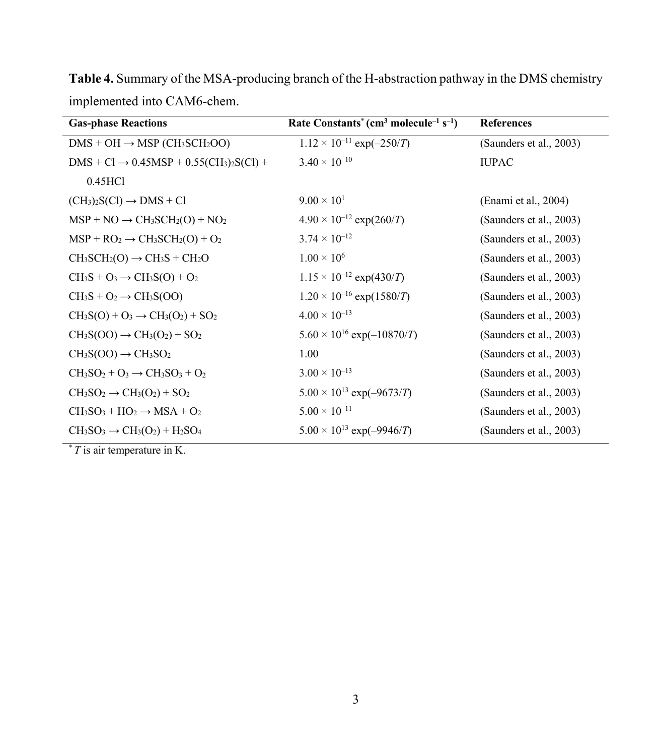**Table 4.** Summary of the MSA-producing branch of the H-abstraction pathway in the DMS chemistry implemented into CAM6-chem.

| Gas-phase Reactions | Rate Constants* ($cm^3$ $molecule^{-1}$ $s^{-1}$) | References |
|---|---|---|
| DMS + OH → MSP ($CH_3SCH_2OO$) | $1.12 \times 10^{-11}$ exp($-250/T$) | (Saunders et al., 2003) |
| DMS + Cl → 0.45MSP + 0.55$(CH_3)_2S(Cl)$ + 0.45HCl | $3.40 \times 10^{-10}$ | IUPAC |
| $(CH_3)_2S(Cl)$ → DMS + Cl | $9.00 \times 10^{1}$ | (Enami et al., 2004) |
| MSP + NO → $CH_3SCH_2(O)$ + $NO_2$ | $4.90 \times 10^{-12}$ exp($260/T$) | (Saunders et al., 2003) |
| MSP + $RO_2$ → $CH_3SCH_2(O)$ + $O_2$ | $3.74 \times 10^{-12}$ | (Saunders et al., 2003) |
| $CH_3SCH_2(O)$ → $CH_3S$ + $CH_2O$ | $1.00 \times 10^{6}$ | (Saunders et al., 2003) |
| $CH_3S$ + $O_3$ → $CH_3S(O)$ + $O_2$ | $1.15 \times 10^{-12}$ exp($430/T$) | (Saunders et al., 2003) |
| $CH_3S$ + $O_2$ → $CH_3S(OO)$ | $1.20 \times 10^{-16}$ exp($1580/T$) | (Saunders et al., 2003) |
| $CH_3S(O)$ + $O_3$ → $CH_3(O_2)$ + $SO_2$ | $4.00 \times 10^{-13}$ | (Saunders et al., 2003) |
| $CH_3S(OO)$ → $CH_3(O_2)$ + $SO_2$ | $5.60 \times 10^{16}$ exp($-10870/T$) | (Saunders et al., 2003) |
| $CH_3S(OO)$ → $CH_3SO_2$ | 1.00 | (Saunders et al., 2003) |
| $CH_3SO_2$ + $O_3$ → $CH_3SO_3$ + $O_2$ | $3.00 \times 10^{-13}$ | (Saunders et al., 2003) |
| $CH_3SO_2$ → $CH_3(O_2)$ + $SO_2$ | $5.00 \times 10^{13}$ exp($-9673/T$) | (Saunders et al., 2003) |
| $CH_3SO_3$ + $HO_2$ → MSA + $O_2$ | $5.00 \times 10^{-11}$ | (Saunders et al., 2003) |
| $CH_3SO_3$ → $CH_3(O_2)$ + $H_2SO_4$ | $5.00 \times 10^{13}$ exp($-9946/T$) | (Saunders et al., 2003) |

\* $T$ is air temperature in K.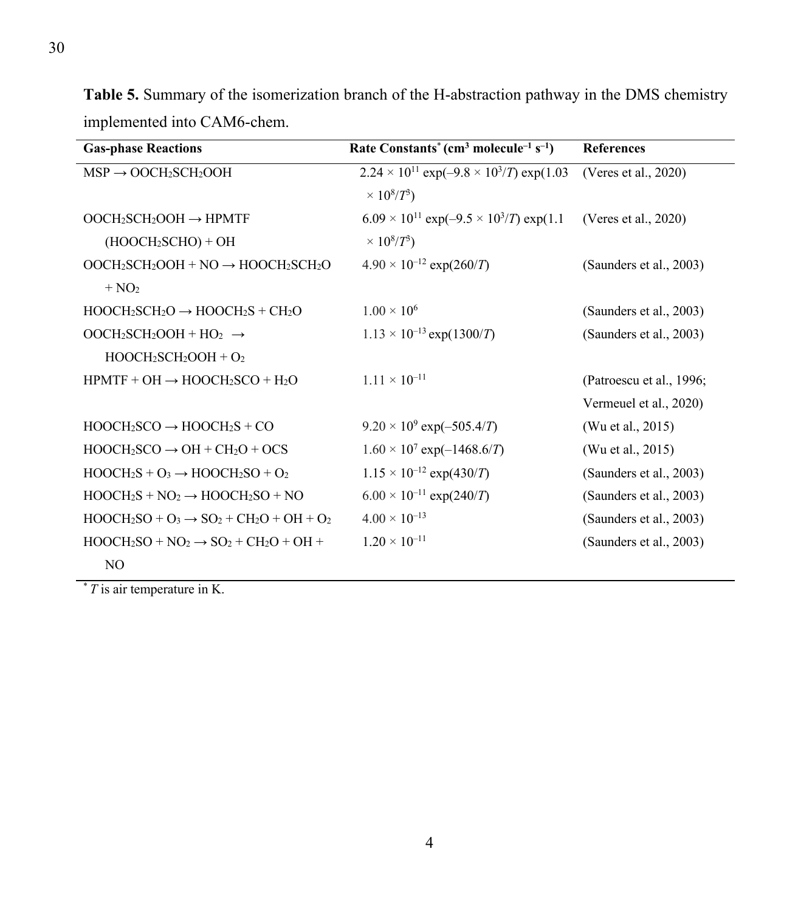**Table 5.** Summary of the isomerization branch of the H-abstraction pathway in the DMS chemistry implemented into CAM6-chem.

| Gas-phase Reactions | Rate Constants* ($cm^3$ molecule$^{-1}$ $s^{-1}$) | References |
|---|---|---|
| MSP → $OOCH_2SCH_2OOH$ | $2.24 \times 10^{11} \exp(-9.8 \times 10^3/T) \exp(1.03 \times 10^8/T^3)$ | (Veres et al., 2020) |
| $OOCH_2SCH_2OOH$ → HPMTF ($HOOCH_2SCHO$) + OH | $6.09 \times 10^{11} \exp(-9.5 \times 10^3/T) \exp(1.1 \times 10^8/T^3)$ | (Veres et al., 2020) |
| $OOCH_2SCH_2OOH$ + NO → $HOOCH_2SCH_2O$ + $NO_2$ | $4.90 \times 10^{-12} \exp(260/T)$ | (Saunders et al., 2003) |
| $HOOCH_2SCH_2O$ → $HOOCH_2S$ + $CH_2O$ | $1.00 \times 10^6$ | (Saunders et al., 2003) |
| $OOCH_2SCH_2OOH$ + $HO_2$ → $HOOCH_2SCH_2OOH$ + $O_2$ | $1.13 \times 10^{-13} \exp(1300/T)$ | (Saunders et al., 2003) |
| HPMTF + OH → $HOOCH_2SCO$ + $H_2O$ | $1.11 \times 10^{-11}$ | (Patroescu et al., 1996; Vermeuel et al., 2020) |
| $HOOCH_2SCO$ → $HOOCH_2S$ + CO | $9.20 \times 10^9 \exp(-505.4/T)$ | (Wu et al., 2015) |
| $HOOCH_2SCO$ → OH + $CH_2O$ + OCS | $1.60 \times 10^7 \exp(-1468.6/T)$ | (Wu et al., 2015) |
| $HOOCH_2S$ + $O_3$ → $HOOCH_2SO$ + $O_2$ | $1.15 \times 10^{-12} \exp(430/T)$ | (Saunders et al., 2003) |
| $HOOCH_2S$ + $NO_2$ → $HOOCH_2SO$ + NO | $6.00 \times 10^{-11} \exp(240/T)$ | (Saunders et al., 2003) |
| $HOOCH_2SO$ + $O_3$ → $SO_2$ + $CH_2O$ + OH + $O_2$ | $4.00 \times 10^{-13}$ | (Saunders et al., 2003) |
| $HOOCH_2SO$ + $NO_2$ → $SO_2$ + $CH_2O$ + OH + NO | $1.20 \times 10^{-11}$ | (Saunders et al., 2003) |

* $T$ is air temperature in K.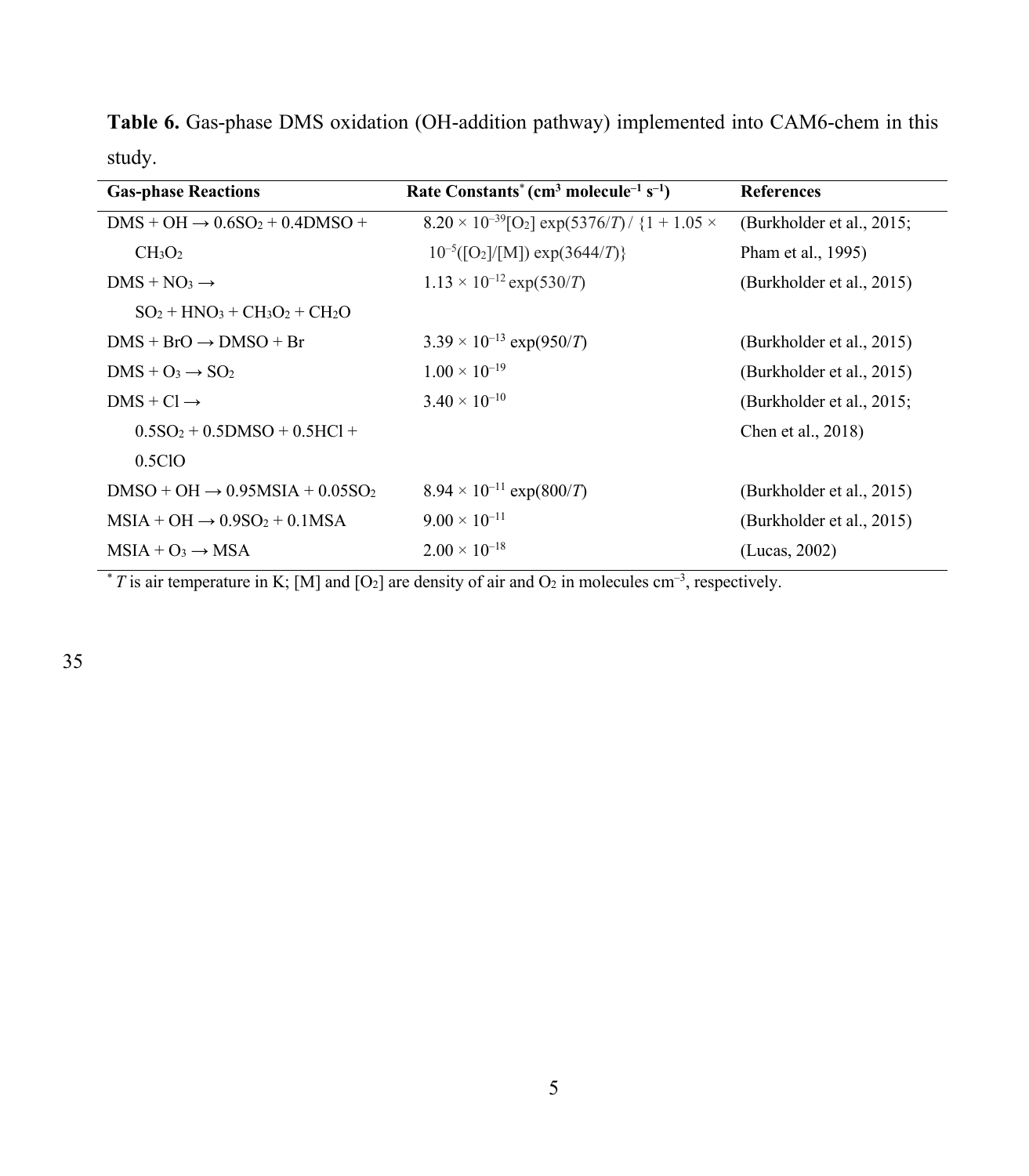**Table 6.** Gas-phase DMS oxidation (OH-addition pathway) implemented into CAM6-chem in this study.

| Gas-phase Reactions | Rate Constants* ($cm^3$ $molecule^{-1}$ $s^{-1}$) | References |
|---|---|---|
| $DMS + OH \rightarrow 0.6SO_2 + 0.4DMSO + CH_3O_2$ | $8.20 \times 10^{-39}[O_2] \exp(5376/T) / \{1 + 1.05 \times 10^{-5}([O_2]/[M]) \exp(3644/T)\}$ | (Burkholder et al., 2015; Pham et al., 1995) |
| $DMS + NO_3 \rightarrow SO_2 + HNO_3 + CH_3O_2 + CH_2O$ | $1.13 \times 10^{-12} \exp(530/T)$ | (Burkholder et al., 2015) |
| $DMS + BrO \rightarrow DMSO + Br$ | $3.39 \times 10^{-13} \exp(950/T)$ | (Burkholder et al., 2015) |
| $DMS + O_3 \rightarrow SO_2$ | $1.00 \times 10^{-19}$ | (Burkholder et al., 2015) |
| $DMS + Cl \rightarrow 0.5SO_2 + 0.5DMSO + 0.5HCl + 0.5ClO$ | $3.40 \times 10^{-10}$ | (Burkholder et al., 2015; Chen et al., 2018) |
| $DMSO + OH \rightarrow 0.95MSIA + 0.05SO_2$ | $8.94 \times 10^{-11} \exp(800/T)$ | (Burkholder et al., 2015) |
| $MSIA + OH \rightarrow 0.9SO_2 + 0.1MSA$ | $9.00 \times 10^{-11}$ | (Burkholder et al., 2015) |
| $MSIA + O_3 \rightarrow MSA$ | $2.00 \times 10^{-18}$ | (Lucas, 2002) |

\* $T$ is air temperature in K; [M] and [$O_2$] are density of air and $O_2$ in molecules $cm^{-3}$, respectively.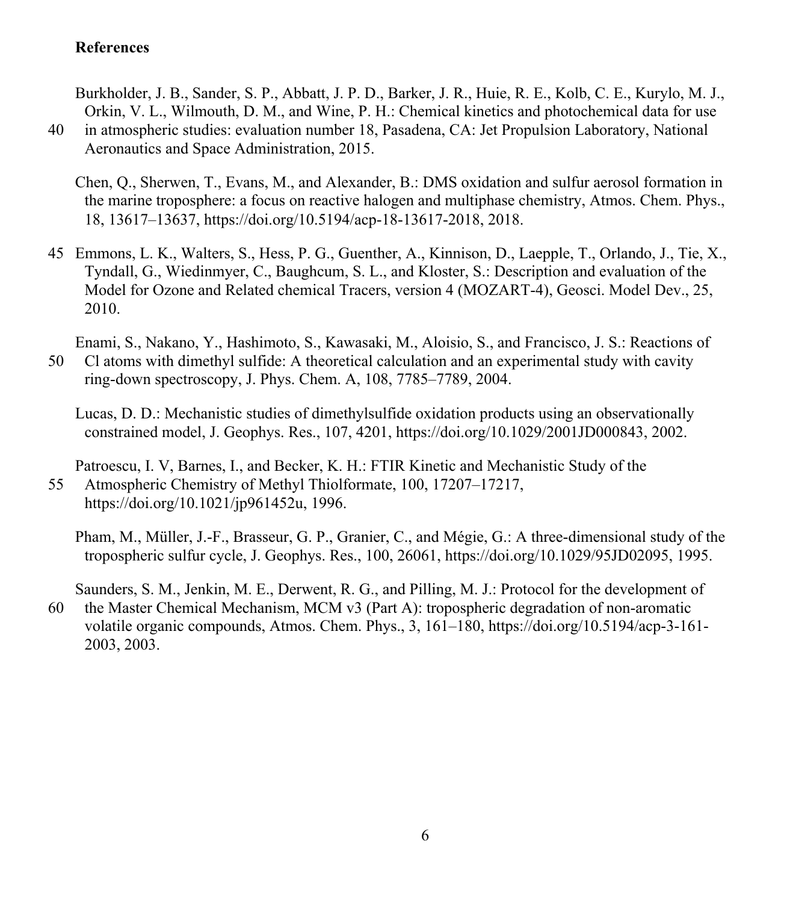**References**

Burkholder, J. B., Sander, S. P., Abbatt, J. P. D., Barker, J. R., Huie, R. E., Kolb, C. E., Kurylo, M. J., Orkin, V. L., Wilmouth, D. M., and Wine, P. H.: Chemical kinetics and photochemical data for use in atmospheric studies: evaluation number 18, Pasadena, CA: Jet Propulsion Laboratory, National Aeronautics and Space Administration, 2015.

Chen, Q., Sherwen, T., Evans, M., and Alexander, B.: DMS oxidation and sulfur aerosol formation in the marine troposphere: a focus on reactive halogen and multiphase chemistry, Atmos. Chem. Phys., 18, 13617–13637, https://doi.org/10.5194/acp-18-13617-2018, 2018.

Emmons, L. K., Walters, S., Hess, P. G., Guenther, A., Kinnison, D., Laepple, T., Orlando, J., Tie, X., Tyndall, G., Wiedinmyer, C., Baughcum, S. L., and Kloster, S.: Description and evaluation of the Model for Ozone and Related chemical Tracers, version 4 (MOZART-4), Geosci. Model Dev., 25, 2010.

Enami, S., Nakano, Y., Hashimoto, S., Kawasaki, M., Aloisio, S., and Francisco, J. S.: Reactions of Cl atoms with dimethyl sulfide: A theoretical calculation and an experimental study with cavity ring-down spectroscopy, J. Phys. Chem. A, 108, 7785–7789, 2004.

Lucas, D. D.: Mechanistic studies of dimethylsulfide oxidation products using an observationally constrained model, J. Geophys. Res., 107, 4201, https://doi.org/10.1029/2001JD000843, 2002.

Patroescu, I. V, Barnes, I., and Becker, K. H.: FTIR Kinetic and Mechanistic Study of the Atmospheric Chemistry of Methyl Thiolformate, 100, 17207–17217, https://doi.org/10.1021/jp961452u, 1996.

Pham, M., Müller, J.-F., Brasseur, G. P., Granier, C., and Mégie, G.: A three-dimensional study of the tropospheric sulfur cycle, J. Geophys. Res., 100, 26061, https://doi.org/10.1029/95JD02095, 1995.

Saunders, S. M., Jenkin, M. E., Derwent, R. G., and Pilling, M. J.: Protocol for the development of the Master Chemical Mechanism, MCM v3 (Part A): tropospheric degradation of non-aromatic volatile organic compounds, Atmos. Chem. Phys., 3, 161–180, https://doi.org/10.5194/acp-3-161-2003, 2003.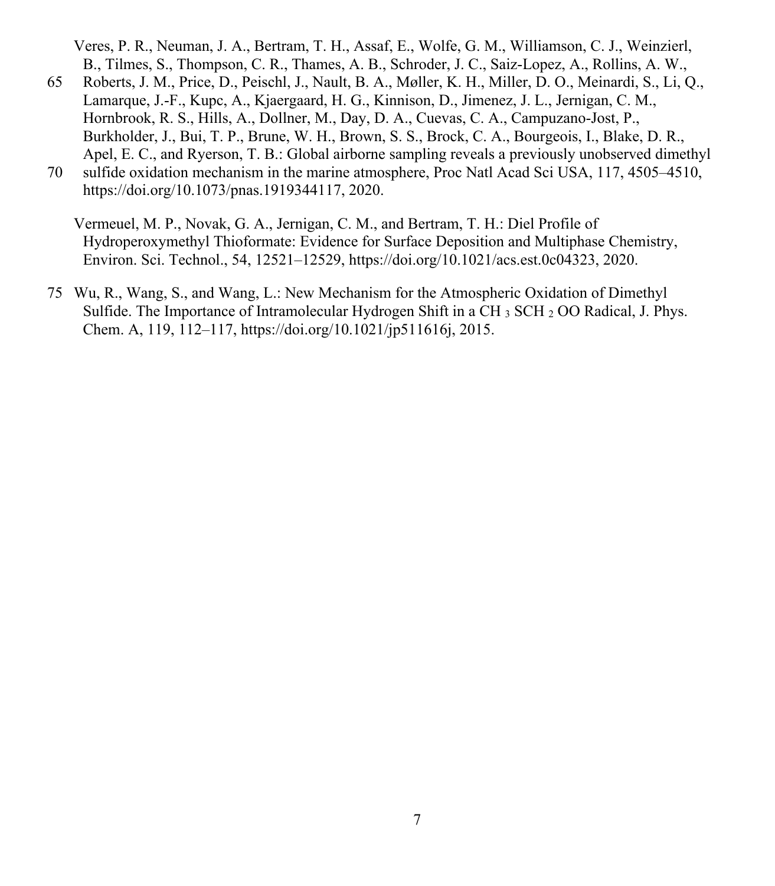Veres, P. R., Neuman, J. A., Bertram, T. H., Assaf, E., Wolfe, G. M., Williamson, C. J., Weinzierl, B., Tilmes, S., Thompson, C. R., Thames, A. B., Schroder, J. C., Saiz-Lopez, A., Rollins, A. W., Roberts, J. M., Price, D., Peischl, J., Nault, B. A., Møller, K. H., Miller, D. O., Meinardi, S., Li, Q., Lamarque, J.-F., Kupc, A., Kjaergaard, H. G., Kinnison, D., Jimenez, J. L., Jernigan, C. M., Hornbrook, R. S., Hills, A., Dollner, M., Day, D. A., Cuevas, C. A., Campuzano-Jost, P., Burkholder, J., Bui, T. P., Brune, W. H., Brown, S. S., Brock, C. A., Bourgeois, I., Blake, D. R., Apel, E. C., and Ryerson, T. B.: Global airborne sampling reveals a previously unobserved dimethyl sulfide oxidation mechanism in the marine atmosphere, Proc Natl Acad Sci USA, 117, 4505–4510, https://doi.org/10.1073/pnas.1919344117, 2020.

Vermeuel, M. P., Novak, G. A., Jernigan, C. M., and Bertram, T. H.: Diel Profile of Hydroperoxymethyl Thioformate: Evidence for Surface Deposition and Multiphase Chemistry, Environ. Sci. Technol., 54, 12521–12529, https://doi.org/10.1021/acs.est.0c04323, 2020.

Wu, R., Wang, S., and Wang, L.: New Mechanism for the Atmospheric Oxidation of Dimethyl Sulfide. The Importance of Intramolecular Hydrogen Shift in a $CH_3SCH_2OO$ Radical, J. Phys. Chem. A, 119, 112–117, https://doi.org/10.1021/jp511616j, 2015.